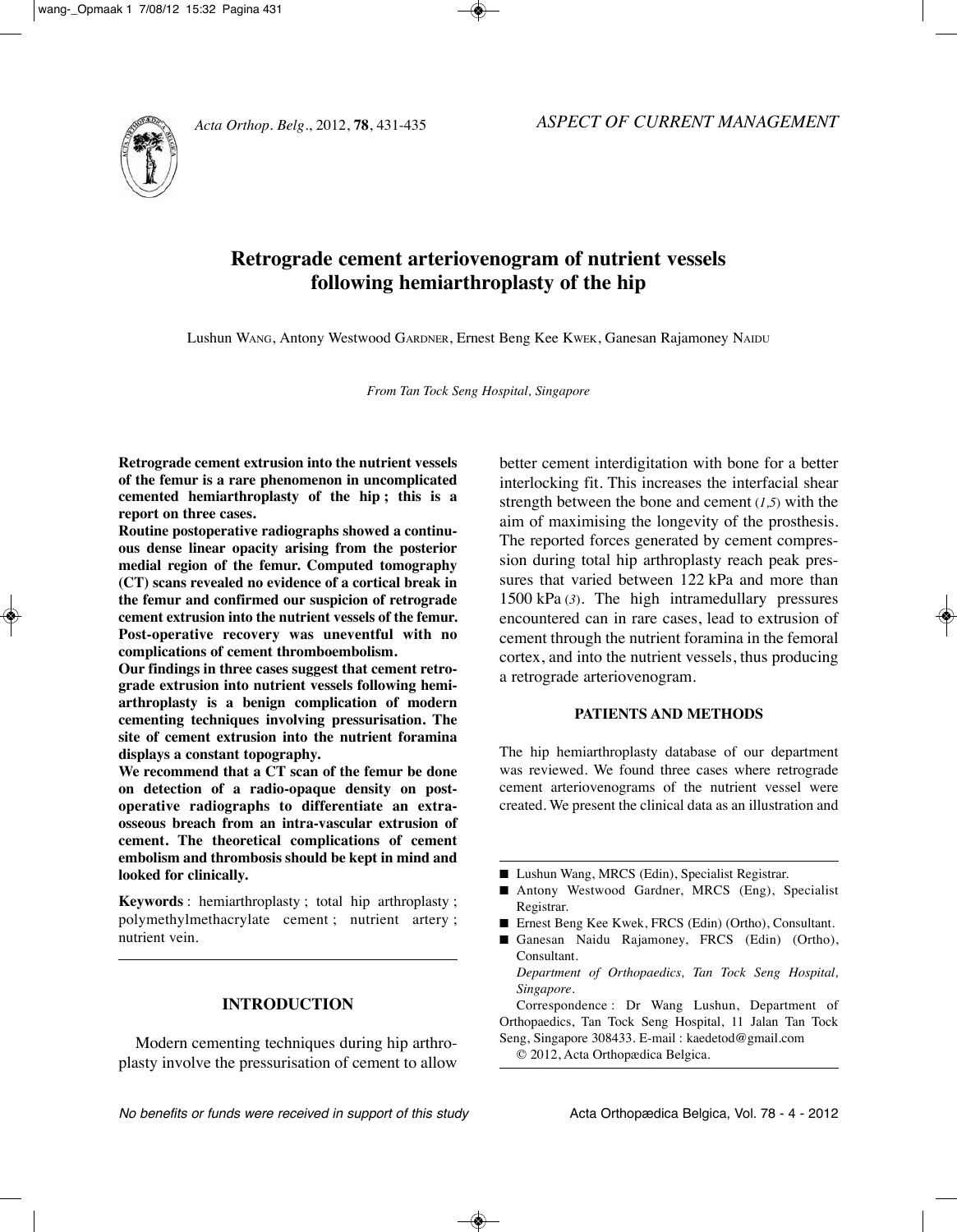*ASPECT OF CURRENT MANAGEMENT*

# Retrograde cement arteriovenogram of nutrient vessels following hemiarthroplasty of the hip

Lushun WANG, Antony Westwood GARDNER, Ernest Beng Kee KWEK, Ganesan Rajamoney NAIDU

*From Tan Tock Seng Hospital, Singapore*

**Retrograde cement extrusion into the nutrient vessels of the femur is a rare phenomenon in uncomplicated cemented hemiarthroplasty of the hip ; this is a report on three cases.**

**Routine postoperative radiographs showed a continuous dense linear opacity arising from the posterior medial region of the femur. Computed tomography (CT) scans revealed no evidence of a cortical break in the femur and confirmed our suspicion of retrograde cement extrusion into the nutrient vessels of the femur. Post-operative recovery was uneventful with no complications of cement thromboembolism.**

**Our findings in three cases suggest that cement retrograde extrusion into nutrient vessels following hemiarthroplasty is a benign complication of modern cementing techniques involving pressurisation. The site of cement extrusion into the nutrient foramina displays a constant topography.**

**We recommend that a CT scan of the femur be done on detection of a radio-opaque density on post-operative radiographs to differentiate an extra-osseous breach from an intra-vascular extrusion of cement. The theoretical complications of cement embolism and thrombosis should be kept in mind and looked for clinically.**

**Keywords** : hemiarthroplasty ; total hip arthroplasty ; polymethylmethacrylate cement ; nutrient artery ; nutrient vein.

## INTRODUCTION

Modern cementing techniques during hip arthroplasty involve the pressurisation of cement to allow better cement interdigitation with bone for a better interlocking fit. This increases the interfacial shear strength between the bone and cement (*1,5*) with the aim of maximising the longevity of the prosthesis. The reported forces generated by cement compression during total hip arthroplasty reach peak pressures that varied between 122 kPa and more than 1500 kPa (*3*). The high intramedullary pressures encountered can in rare cases, lead to extrusion of cement through the nutrient foramina in the femoral cortex, and into the nutrient vessels, thus producing a retrograde arteriovenogram.

## PATIENTS AND METHODS

The hip hemiarthroplasty database of our department was reviewed. We found three cases where retrograde cement arteriovenograms of the nutrient vessel were created. We present the clinical data as an illustration and

---

- Lushun Wang, MRCS (Edin), Specialist Registrar.
- Antony Westwood Gardner, MRCS (Eng), Specialist Registrar.
- Ernest Beng Kee Kwek, FRCS (Edin) (Ortho), Consultant.
- Ganesan Naidu Rajamoney, FRCS (Edin) (Ortho), Consultant.

*Department of Orthopaedics, Tan Tock Seng Hospital, Singapore.*

Correspondence : Dr Wang Lushun, Department of Orthopaedics, Tan Tock Seng Hospital, 11 Jalan Tan Tock Seng, Singapore 308433. E-mail : kaedetod@gmail.com

© 2012, Acta Orthopædica Belgica.

*No benefits or funds were received in support of this study*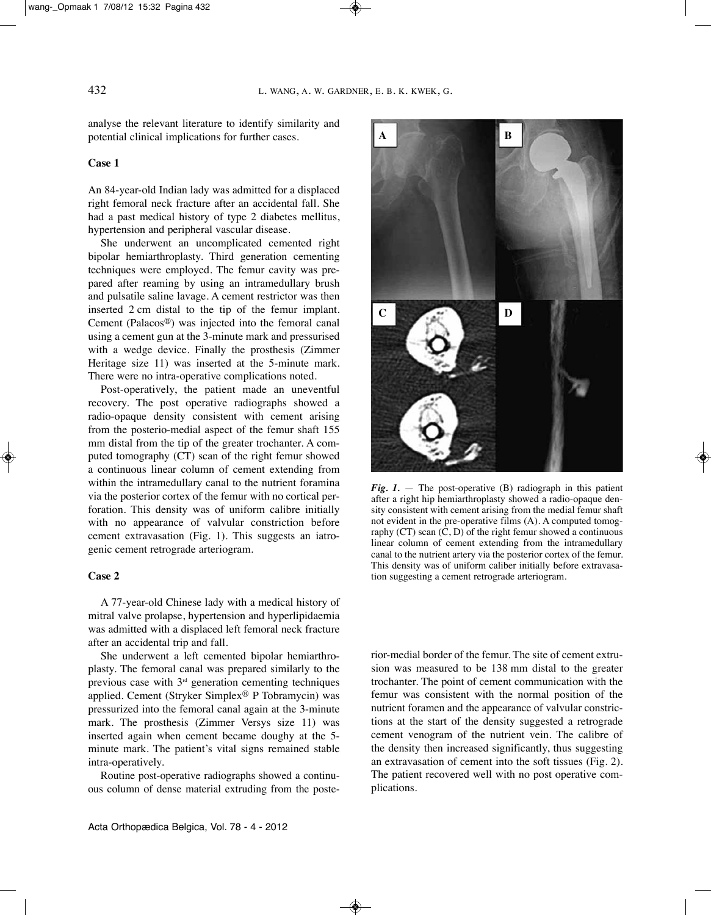analyse the relevant literature to identify similarity and potential clinical implications for further cases.

## Case 1

An 84-year-old Indian lady was admitted for a displaced right femoral neck fracture after an accidental fall. She had a past medical history of type 2 diabetes mellitus, hypertension and peripheral vascular disease.

She underwent an uncomplicated cemented right bipolar hemiarthroplasty. Third generation cementing techniques were employed. The femur cavity was prepared after reaming by using an intramedullary brush and pulsatile saline lavage. A cement restrictor was then inserted 2 cm distal to the tip of the femur implant. Cement (Palacos®) was injected into the femoral canal using a cement gun at the 3-minute mark and pressurised with a wedge device. Finally the prosthesis (Zimmer Heritage size 11) was inserted at the 5-minute mark. There were no intra-operative complications noted.

Post-operatively, the patient made an uneventful recovery. The post operative radiographs showed a radio-opaque density consistent with cement arising from the posterio-medial aspect of the femur shaft 155 mm distal from the tip of the greater trochanter. A computed tomography (CT) scan of the right femur showed a continuous linear column of cement extending from within the intramedullary canal to the nutrient foramina via the posterior cortex of the femur with no cortical perforation. This density was of uniform calibre initially with no appearance of valvular constriction before cement extravasation (Fig. 1). This suggests an iatrogenic cement retrograde arteriogram.

*Fig. 1.* — The post-operative (B) radiograph in this patient after a right hip hemiarthroplasty showed a radio-opaque density consistent with cement arising from the medial femur shaft not evident in the pre-operative films (A). A computed tomography (CT) scan (C, D) of the right femur showed a continuous linear column of cement extending from the intramedullary canal to the nutrient artery via the posterior cortex of the femur. This density was of uniform caliber initially before extravasation suggesting a cement retrograde arteriogram.

## Case 2

A 77-year-old Chinese lady with a medical history of mitral valve prolapse, hypertension and hyperlipidaemia was admitted with a displaced left femoral neck fracture after an accidental trip and fall.

She underwent a left cemented bipolar hemiarthroplasty. The femoral canal was prepared similarly to the previous case with 3rd generation cementing techniques applied. Cement (Stryker Simplex® P Tobramycin) was pressurized into the femoral canal again at the 3-minute mark. The prosthesis (Zimmer Versys size 11) was inserted again when cement became doughy at the 5-minute mark. The patient's vital signs remained stable intra-operatively.

Routine post-operative radiographs showed a continuous column of dense material extruding from the posterior-medial border of the femur. The site of cement extrusion was measured to be 138 mm distal to the greater trochanter. The point of cement communication with the femur was consistent with the normal position of the nutrient foramen and the appearance of valvular constrictions at the start of the density suggested a retrograde cement venogram of the nutrient vein. The calibre of the density then increased significantly, thus suggesting an extravasation of cement into the soft tissues (Fig. 2). The patient recovered well with no post operative complications.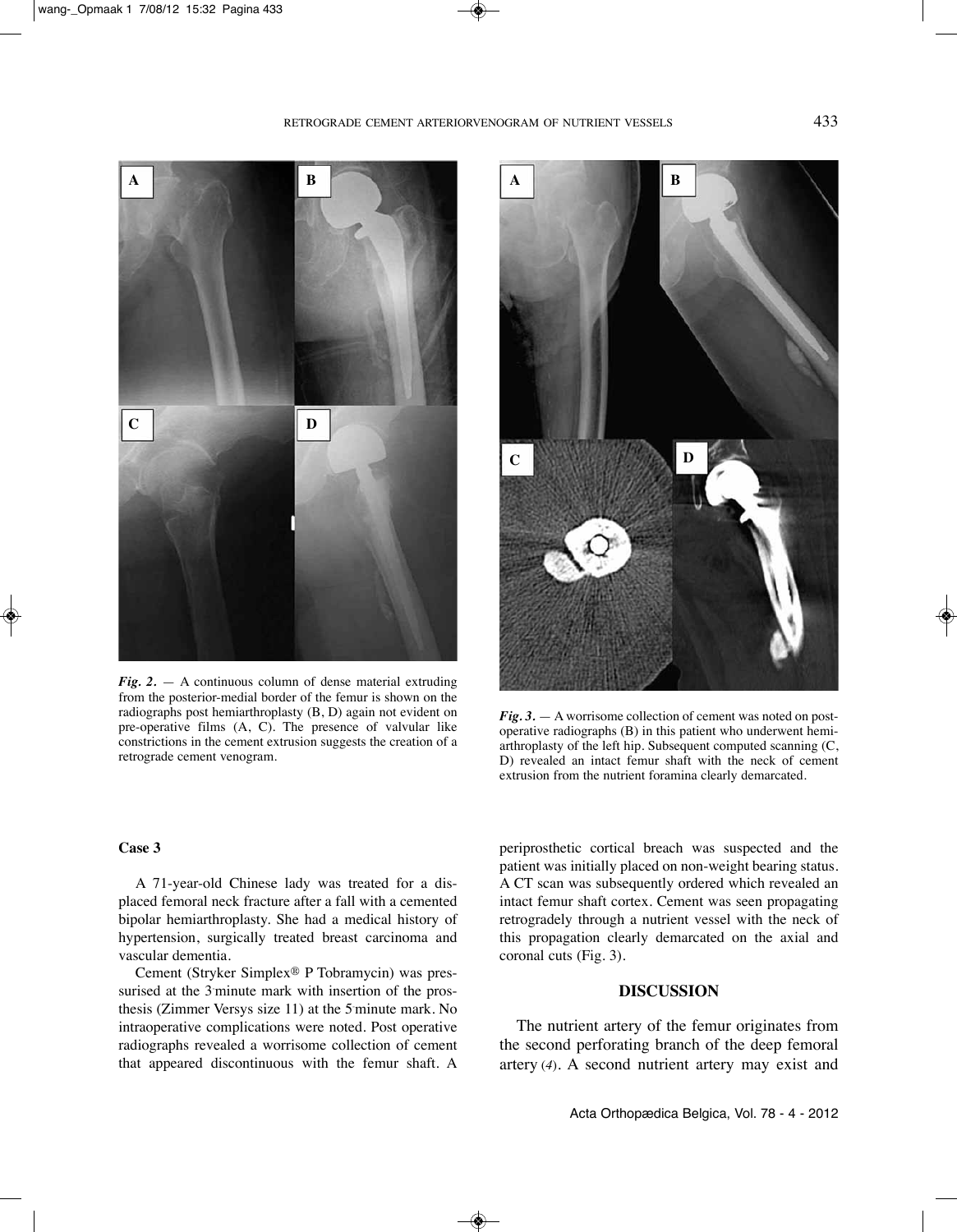*Fig. 2.* — A continuous column of dense material extruding from the posterior-medial border of the femur is shown on the radiographs post hemiarthroplasty (B, D) again not evident on pre-operative films (A, C). The presence of valvular like constrictions in the cement extrusion suggests the creation of a retrograde cement venogram.

*Fig. 3.* — A worrisome collection of cement was noted on post-operative radiographs (B) in this patient who underwent hemiarthroplasty of the left hip. Subsequent computed scanning (C, D) revealed an intact femur shaft with the neck of cement extrusion from the nutrient foramina clearly demarcated.

**Case 3**

A 71-year-old Chinese lady was treated for a displaced femoral neck fracture after a fall with a cemented bipolar hemiarthroplasty. She had a medical history of hypertension, surgically treated breast carcinoma and vascular dementia.

Cement (Stryker Simplex® P Tobramycin) was pressurised at the 3 minute mark with insertion of the prosthesis (Zimmer Versys size 11) at the 5 minute mark. No intraoperative complications were noted. Post operative radiographs revealed a worrisome collection of cement that appeared discontinuous with the femur shaft. A periprosthetic cortical breach was suspected and the patient was initially placed on non-weight bearing status. A CT scan was subsequently ordered which revealed an intact femur shaft cortex. Cement was seen propagating retrogradely through a nutrient vessel with the neck of this propagation clearly demarcated on the axial and coronal cuts (Fig. 3).

## DISCUSSION

The nutrient artery of the femur originates from the second perforating branch of the deep femoral artery (4). A second nutrient artery may exist and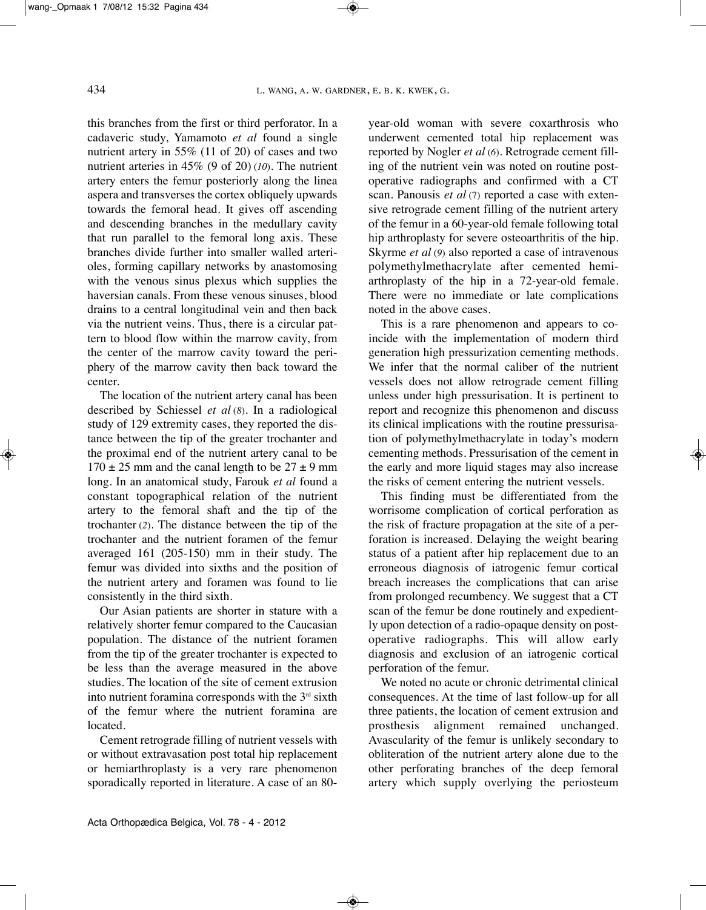this branches from the first or third perforator. In a cadaveric study, Yamamoto *et al* found a single nutrient artery in 55% (11 of 20) of cases and two nutrient arteries in 45% (9 of 20) (*10*). The nutrient artery enters the femur posteriorly along the linea aspera and transverses the cortex obliquely upwards towards the femoral head. It gives off ascending and descending branches in the medullary cavity that run parallel to the femoral long axis. These branches divide further into smaller walled arterioles, forming capillary networks by anastomosing with the venous sinus plexus which supplies the haversian canals. From these venous sinuses, blood drains to a central longitudinal vein and then back via the nutrient veins. Thus, there is a circular pattern to blood flow within the marrow cavity, from the center of the marrow cavity toward the periphery of the marrow cavity then back toward the center.

The location of the nutrient artery canal has been described by Schiessel *et al* (*8*). In a radiological study of 129 extremity cases, they reported the distance between the tip of the greater trochanter and the proximal end of the nutrient artery canal to be $170 \pm 25$ mm and the canal length to be $27 \pm 9$ mm long. In an anatomical study, Farouk *et al* found a constant topographical relation of the nutrient artery to the femoral shaft and the tip of the trochanter (*2*). The distance between the tip of the trochanter and the nutrient foramen of the femur averaged 161 (205-150) mm in their study. The femur was divided into sixths and the position of the nutrient artery and foramen was found to lie consistently in the third sixth.

Our Asian patients are shorter in stature with a relatively shorter femur compared to the Caucasian population. The distance of the nutrient foramen from the tip of the greater trochanter is expected to be less than the average measured in the above studies. The location of the site of cement extrusion into nutrient foramina corresponds with the 3rd sixth of the femur where the nutrient foramina are located.

Cement retrograde filling of nutrient vessels with or without extravasation post total hip replacement or hemiarthroplasty is a very rare phenomenon sporadically reported in literature. A case of an 80-year-old woman with severe coxarthrosis who underwent cemented total hip replacement was reported by Nogler *et al* (*6*). Retrograde cement filling of the nutrient vein was noted on routine postoperative radiographs and confirmed with a CT scan. Panousis *et al* (*7*) reported a case with extensive retrograde cement filling of the nutrient artery of the femur in a 60-year-old female following total hip arthroplasty for severe osteoarthritis of the hip. Skyrme *et al* (*9*) also reported a case of intravenous polymethylmethacrylate after cemented hemiarthroplasty of the hip in a 72-year-old female. There were no immediate or late complications noted in the above cases.

This is a rare phenomenon and appears to coincide with the implementation of modern third generation high pressurization cementing methods. We infer that the normal caliber of the nutrient vessels does not allow retrograde cement filling unless under high pressurisation. It is pertinent to report and recognize this phenomenon and discuss its clinical implications with the routine pressurisation of polymethylmethacrylate in today's modern cementing methods. Pressurisation of the cement in the early and more liquid stages may also increase the risks of cement entering the nutrient vessels.

This finding must be differentiated from the worrisome complication of cortical perforation as the risk of fracture propagation at the site of a perforation is increased. Delaying the weight bearing status of a patient after hip replacement due to an erroneous diagnosis of iatrogenic femur cortical breach increases the complications that can arise from prolonged recumbency. We suggest that a CT scan of the femur be done routinely and expediently upon detection of a radio-opaque density on post-operative radiographs. This will allow early diagnosis and exclusion of an iatrogenic cortical perforation of the femur.

We noted no acute or chronic detrimental clinical consequences. At the time of last follow-up for all three patients, the location of cement extrusion and prosthesis alignment remained unchanged. Avascularity of the femur is unlikely secondary to obliteration of the nutrient artery alone due to the other perforating branches of the deep femoral artery which supply overlying the periosteum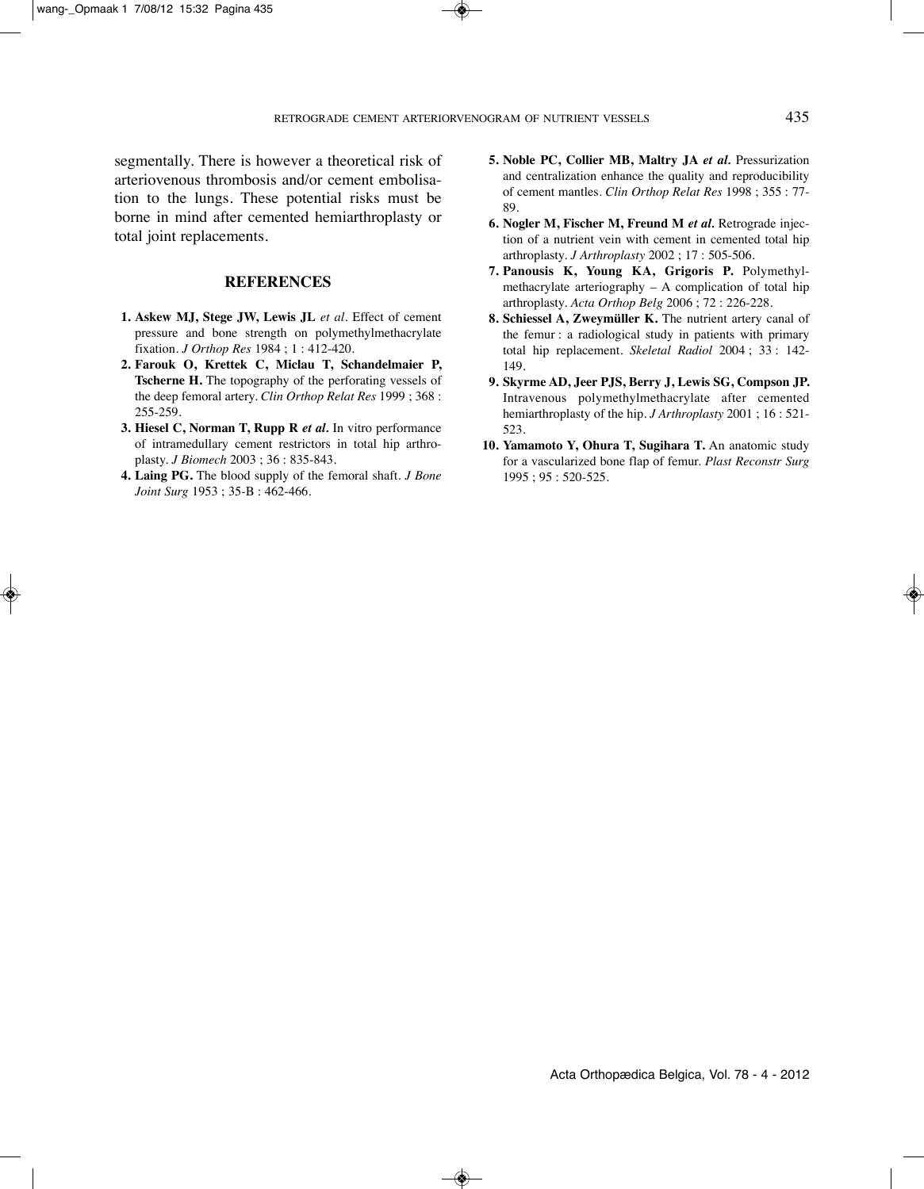segmentally. There is however a theoretical risk of arteriovenous thrombosis and/or cement embolisation to the lungs. These potential risks must be borne in mind after cemented hemiarthroplasty or total joint replacements.

## REFERENCES

1. **Askew MJ, Stege JW, Lewis JL** *et al*. Effect of cement pressure and bone strength on polymethylmethacrylate fixation. *J Orthop Res* 1984 ; 1 : 412-420.
2. **Farouk O, Krettek C, Miclau T, Schandelmaier P, Tscherne H.** The topography of the perforating vessels of the deep femoral artery. *Clin Orthop Relat Res* 1999 ; 368 : 255-259.
3. **Hiesel C, Norman T, Rupp R** *et al***.** In vitro performance of intramedullary cement restrictors in total hip arthroplasty. *J Biomech* 2003 ; 36 : 835-843.
4. **Laing PG.** The blood supply of the femoral shaft. *J Bone Joint Surg* 1953 ; 35-B : 462-466.
5. **Noble PC, Collier MB, Maltry JA** *et al***.** Pressurization and centralization enhance the quality and reproducibility of cement mantles. *Clin Orthop Relat Res* 1998 ; 355 : 77-89.
6. **Nogler M, Fischer M, Freund M** *et al***.** Retrograde injection of a nutrient vein with cement in cemented total hip arthroplasty. *J Arthroplasty* 2002 ; 17 : 505-506.
7. **Panousis K, Young KA, Grigoris P.** Polymethylmethacrylate arteriography – A complication of total hip arthroplasty. *Acta Orthop Belg* 2006 ; 72 : 226-228.
8. **Schiessel A, Zweymüller K.** The nutrient artery canal of the femur : a radiological study in patients with primary total hip replacement. *Skeletal Radiol* 2004 ; 33 : 142-149.
9. **Skyrme AD, Jeer PJS, Berry J, Lewis SG, Compson JP.** Intravenous polymethylmethacrylate after cemented hemiarthroplasty of the hip. *J Arthroplasty* 2001 ; 16 : 521-523.
10. **Yamamoto Y, Ohura T, Sugihara T.** An anatomic study for a vascularized bone flap of femur. *Plast Reconstr Surg* 1995 ; 95 : 520-525.